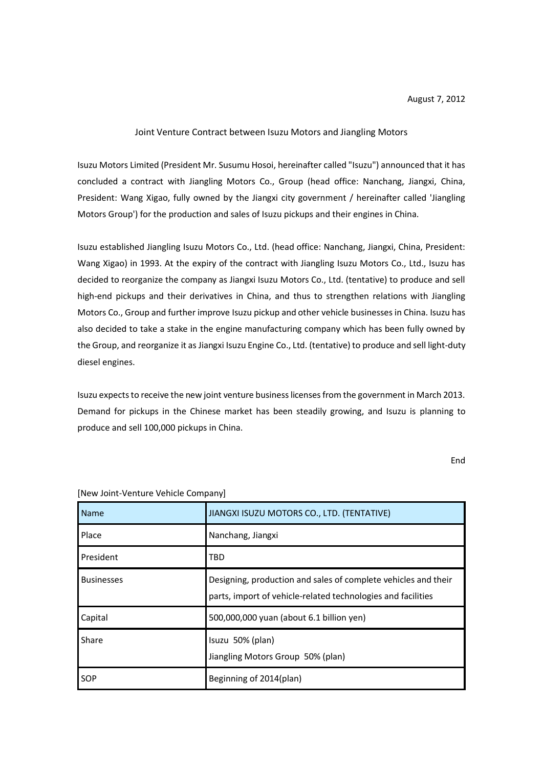August 7, 2012

## Joint Venture Contract between Isuzu Motors and Jiangling Motors

Isuzu Motors Limited (President Mr. Susumu Hosoi, hereinafter called "Isuzu") announced that it has concluded a contract with Jiangling Motors Co., Group (head office: Nanchang, Jiangxi, China, President: Wang Xigao, fully owned by the Jiangxi city government / hereinafter called 'Jiangling Motors Group') for the production and sales of Isuzu pickups and their engines in China.

Isuzu established Jiangling Isuzu Motors Co., Ltd. (head office: Nanchang, Jiangxi, China, President: Wang Xigao) in 1993. At the expiry of the contract with Jiangling Isuzu Motors Co., Ltd., Isuzu has decided to reorganize the company as Jiangxi Isuzu Motors Co., Ltd. (tentative) to produce and sell high-end pickups and their derivatives in China, and thus to strengthen relations with Jiangling Motors Co., Group and further improve Isuzu pickup and other vehicle businesses in China. Isuzu has also decided to take a stake in the engine manufacturing company which has been fully owned by the Group, and reorganize it as Jiangxi Isuzu Engine Co., Ltd. (tentative) to produce and sell light-duty diesel engines.

Isuzu expects to receive the new joint venture business licenses from the government in March 2013. Demand for pickups in the Chinese market has been steadily growing, and Isuzu is planning to produce and sell 100,000 pickups in China.

End

[New Joint-Venture Vehicle Company]

| Name | JIANGXI ISUZU MOTORS CO., LTD. (TENTATIVE) |
| --- | --- |
| Place | Nanchang, Jiangxi |
| President | TBD |
| Businesses | Designing, production and sales of complete vehicles and their parts, import of vehicle-related technologies and facilities |
| Capital | 500,000,000 yuan (about 6.1 billion yen) |
| Share | Isuzu 50% (plan)<br>Jiangling Motors Group 50% (plan) |
| SOP | Beginning of 2014(plan) |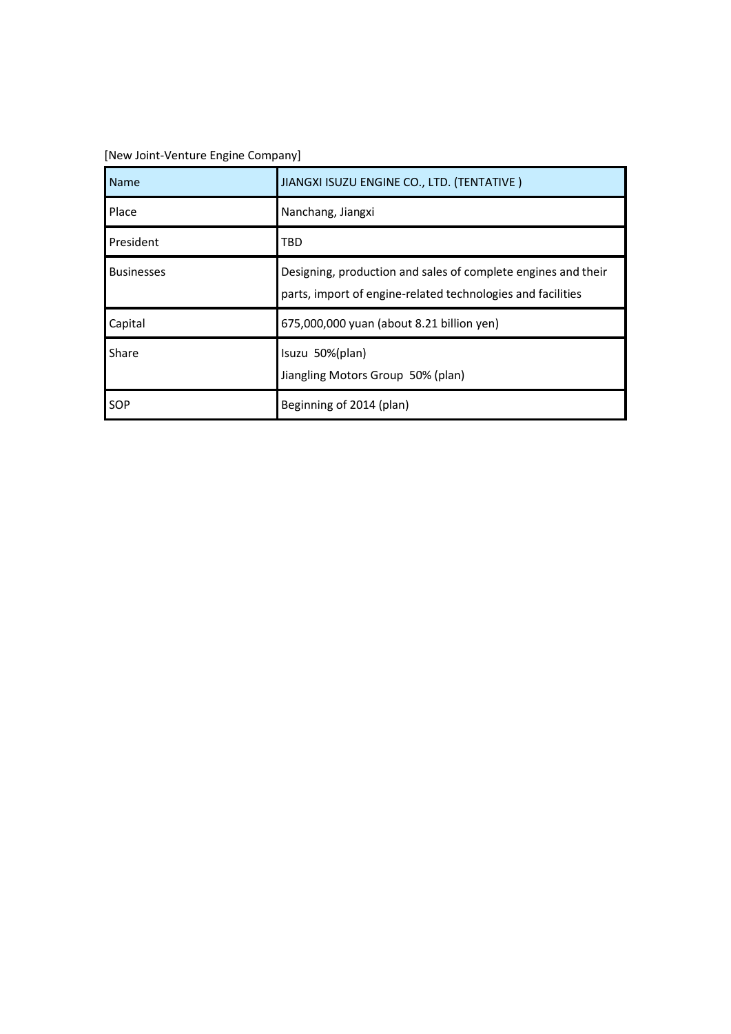[New Joint-Venture Engine Company]

| | |
|---|---|
| Name | JIANGXI ISUZU ENGINE CO., LTD. (TENTATIVE ) |
| Place | Nanchang, Jiangxi |
| President | TBD |
| Businesses | Designing, production and sales of complete engines and their parts, import of engine-related technologies and facilities |
| Capital | 675,000,000 yuan (about 8.21 billion yen) |
| Share | Isuzu 50%(plan)<br>Jiangling Motors Group 50% (plan) |
| SOP | Beginning of 2014 (plan) |